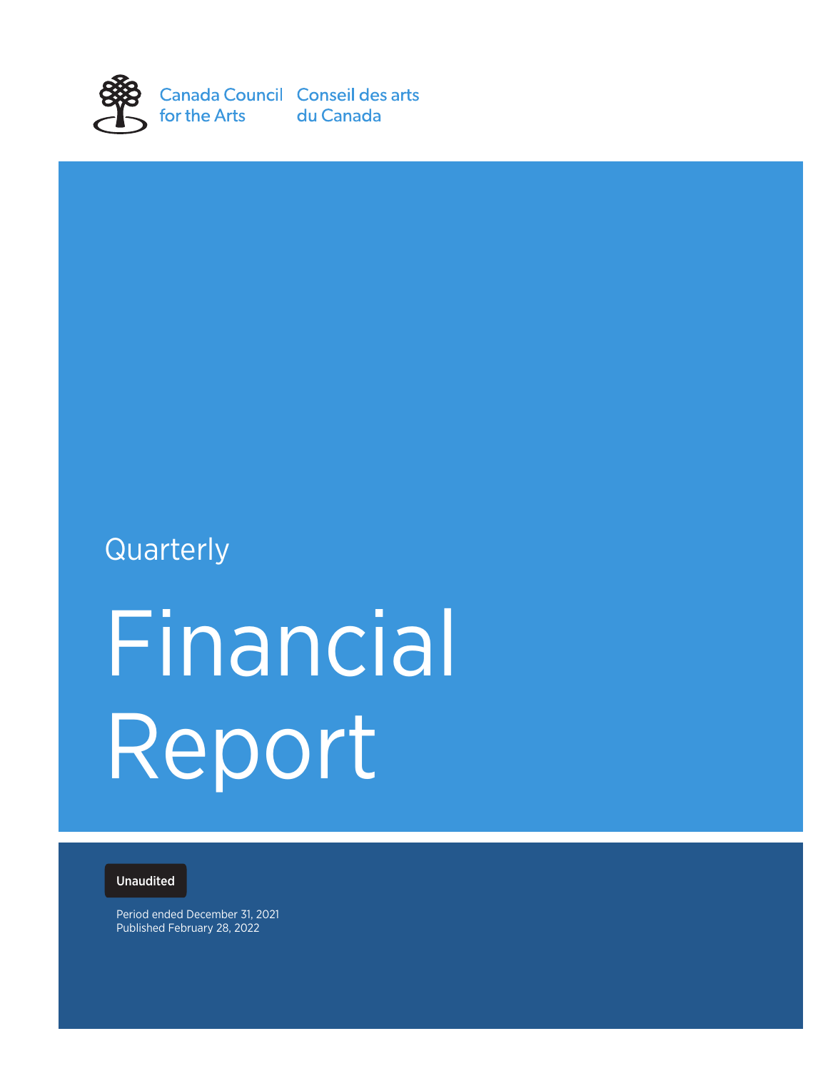Canada Council for the Arts | Conseil des arts du Canada

Quarterly

# Financial Report

**Unaudited**

Period ended December 31, 2021
Published February 28, 2022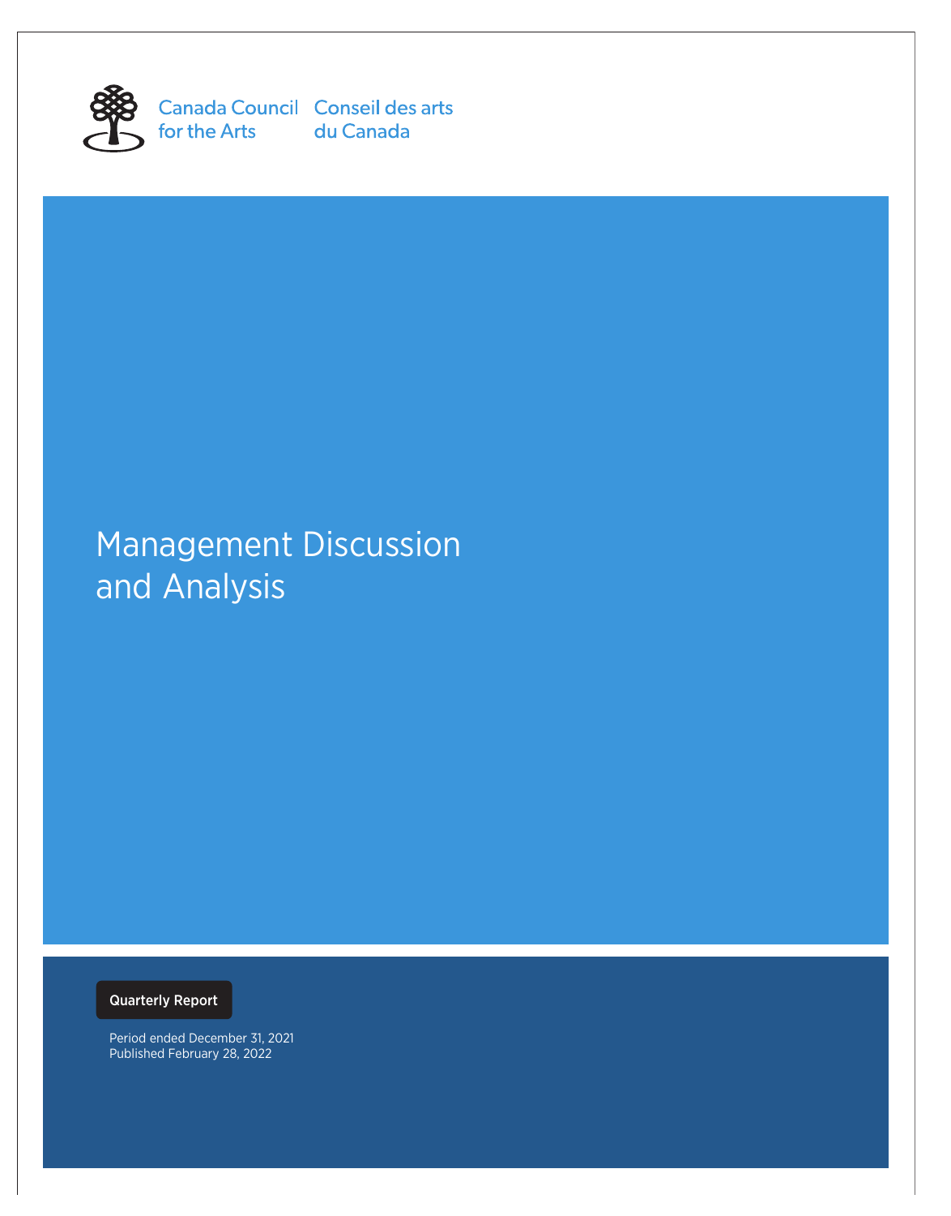Canada Council for the Arts Conseil des arts du Canada

# Management Discussion and Analysis

**Quarterly Report**

Period ended December 31, 2021
Published February 28, 2022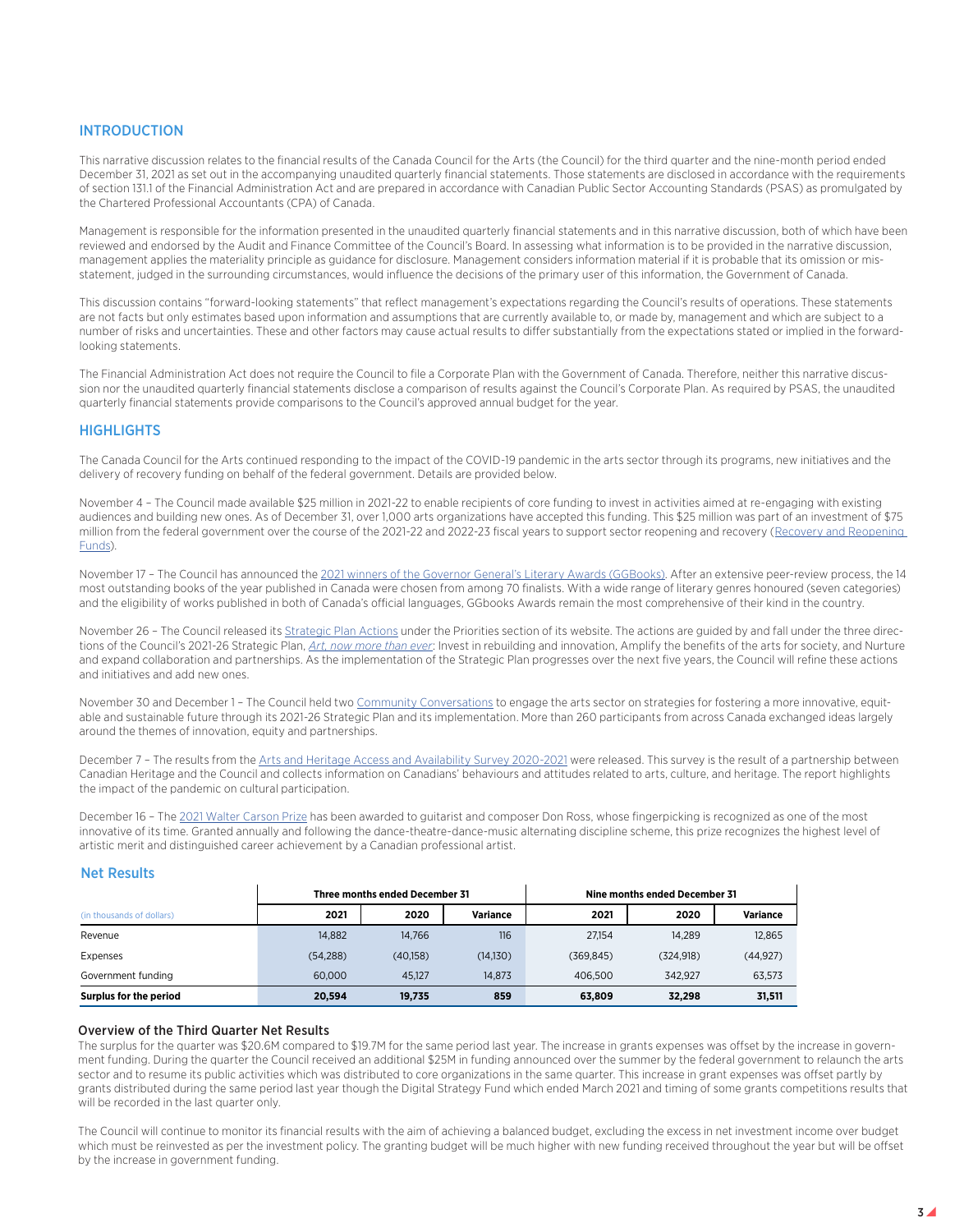## INTRODUCTION

This narrative discussion relates to the financial results of the Canada Council for the Arts (the Council) for the third quarter and the nine-month period ended December 31, 2021 as set out in the accompanying unaudited quarterly financial statements. Those statements are disclosed in accordance with the requirements of section 131.1 of the Financial Administration Act and are prepared in accordance with Canadian Public Sector Accounting Standards (PSAS) as promulgated by the Chartered Professional Accountants (CPA) of Canada.

Management is responsible for the information presented in the unaudited quarterly financial statements and in this narrative discussion, both of which have been reviewed and endorsed by the Audit and Finance Committee of the Council's Board. In assessing what information is to be provided in the narrative discussion, management applies the materiality principle as guidance for disclosure. Management considers information material if it is probable that its omission or misstatement, judged in the surrounding circumstances, would influence the decisions of the primary user of this information, the Government of Canada.

This discussion contains "forward-looking statements" that reflect management's expectations regarding the Council's results of operations. These statements are not facts but only estimates based upon information and assumptions that are currently available to, or made by, management and which are subject to a number of risks and uncertainties. These and other factors may cause actual results to differ substantially from the expectations stated or implied in the forward-looking statements.

The Financial Administration Act does not require the Council to file a Corporate Plan with the Government of Canada. Therefore, neither this narrative discussion nor the unaudited quarterly financial statements disclose a comparison of results against the Council's Corporate Plan. As required by PSAS, the unaudited quarterly financial statements provide comparisons to the Council's approved annual budget for the year.

## HIGHLIGHTS

The Canada Council for the Arts continued responding to the impact of the COVID-19 pandemic in the arts sector through its programs, new initiatives and the delivery of recovery funding on behalf of the federal government. Details are provided below.

November 4 – The Council made available $25 million in 2021-22 to enable recipients of core funding to invest in activities aimed at re-engaging with existing audiences and building new ones. As of December 31, over 1,000 arts organizations have accepted this funding. This $25 million was part of an investment of $75 million from the federal government over the course of the 2021-22 and 2022-23 fiscal years to support sector reopening and recovery (Recovery and Reopening Funds).

November 17 – The Council has announced the 2021 winners of the Governor General's Literary Awards (GGBooks). After an extensive peer-review process, the 14 most outstanding books of the year published in Canada were chosen from among 70 finalists. With a wide range of literary genres honoured (seven categories) and the eligibility of works published in both of Canada's official languages, GGbooks Awards remain the most comprehensive of their kind in the country.

November 26 – The Council released its Strategic Plan Actions under the Priorities section of its website. The actions are guided by and fall under the three directions of the Council's 2021-26 Strategic Plan, *Art, now more than ever*: Invest in rebuilding and innovation, Amplify the benefits of the arts for society, and Nurture and expand collaboration and partnerships. As the implementation of the Strategic Plan progresses over the next five years, the Council will refine these actions and initiatives and add new ones.

November 30 and December 1 – The Council held two Community Conversations to engage the arts sector on strategies for fostering a more innovative, equitable and sustainable future through its 2021-26 Strategic Plan and its implementation. More than 260 participants from across Canada exchanged ideas largely around the themes of innovation, equity and partnerships.

December 7 – The results from the Arts and Heritage Access and Availability Survey 2020-2021 were released. This survey is the result of a partnership between Canadian Heritage and the Council and collects information on Canadians' behaviours and attitudes related to arts, culture, and heritage. The report highlights the impact of the pandemic on cultural participation.

December 16 – The 2021 Walter Carson Prize has been awarded to guitarist and composer Don Ross, whose fingerpicking is recognized as one of the most innovative of its time. Granted annually and following the dance-theatre-dance-music alternating discipline scheme, this prize recognizes the highest level of artistic merit and distinguished career achievement by a Canadian professional artist.

### Net Results

| | Three months ended December 31 | | | Nine months ended December 31 | | |
|---|---|---|---|---|---|---|
| (in thousands of dollars) | 2021 | 2020 | Variance | 2021 | 2020 | Variance |
| Revenue | 14,882 | 14,766 | 116 | 27,154 | 14,289 | 12,865 |
| Expenses | (54,288) | (40,158) | (14,130) | (369,845) | (324,918) | (44,927) |
| Government funding | 60,000 | 45,127 | 14,873 | 406,500 | 342,927 | 63,573 |
| **Surplus for the period** | **20,594** | **19,735** | **859** | **63,809** | **32,298** | **31,511** |

### Overview of the Third Quarter Net Results

The surplus for the quarter was $20.6M compared to $19.7M for the same period last year. The increase in grants expenses was offset by the increase in government funding. During the quarter the Council received an additional $25M in funding announced over the summer by the federal government to relaunch the arts sector and to resume its public activities which was distributed to core organizations in the same quarter. This increase in grant expenses was offset partly by grants distributed during the same period last year though the Digital Strategy Fund which ended March 2021 and timing of some grants competitions results that will be recorded in the last quarter only.

The Council will continue to monitor its financial results with the aim of achieving a balanced budget, excluding the excess in net investment income over budget which must be reinvested as per the investment policy. The granting budget will be much higher with new funding received throughout the year but will be offset by the increase in government funding.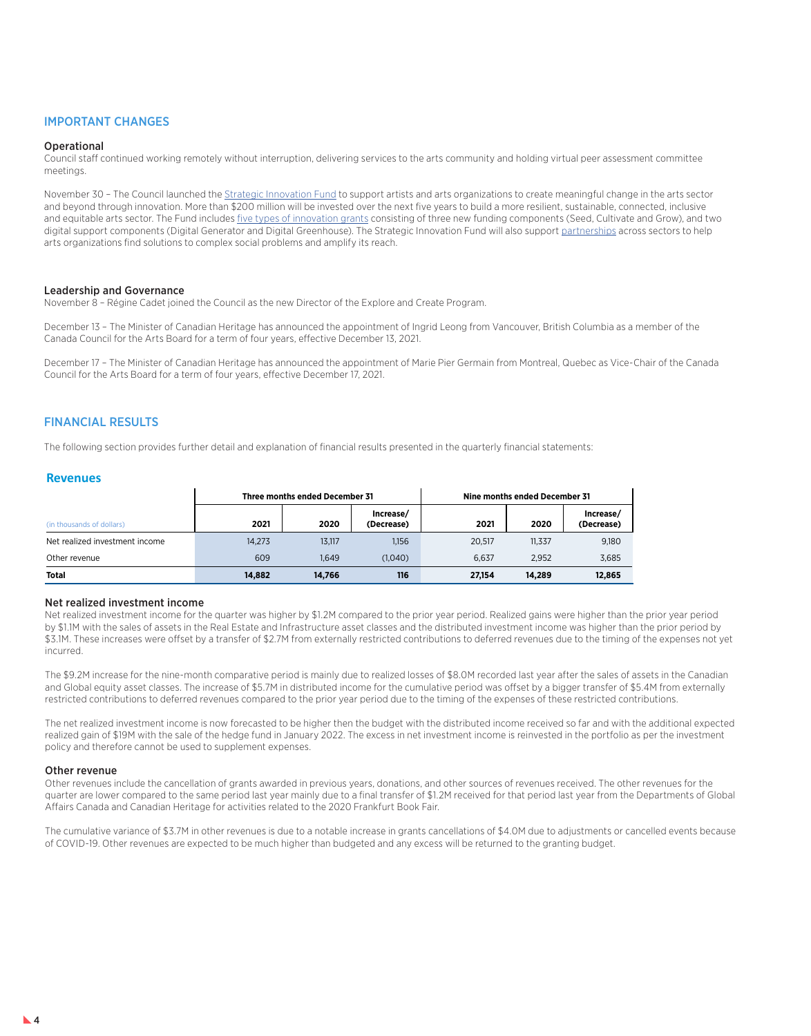## IMPORTANT CHANGES

### Operational

Council staff continued working remotely without interruption, delivering services to the arts community and holding virtual peer assessment committee meetings.

November 30 – The Council launched the Strategic Innovation Fund to support artists and arts organizations to create meaningful change in the arts sector and beyond through innovation. More than $200 million will be invested over the next five years to build a more resilient, sustainable, connected, inclusive and equitable arts sector. The Fund includes five types of innovation grants consisting of three new funding components (Seed, Cultivate and Grow), and two digital support components (Digital Generator and Digital Greenhouse). The Strategic Innovation Fund will also support partnerships across sectors to help arts organizations find solutions to complex social problems and amplify its reach.

### Leadership and Governance

November 8 – Régine Cadet joined the Council as the new Director of the Explore and Create Program.

December 13 – The Minister of Canadian Heritage has announced the appointment of Ingrid Leong from Vancouver, British Columbia as a member of the Canada Council for the Arts Board for a term of four years, effective December 13, 2021.

December 17 – The Minister of Canadian Heritage has announced the appointment of Marie Pier Germain from Montreal, Quebec as Vice-Chair of the Canada Council for the Arts Board for a term of four years, effective December 17, 2021.

## FINANCIAL RESULTS

The following section provides further detail and explanation of financial results presented in the quarterly financial statements:

### Revenues

| | Three months ended December 31 | | | Nine months ended December 31 | | |
|---|---|---|---|---|---|---|
| (in thousands of dollars) | 2021 | 2020 | Increase/ (Decrease) | 2021 | 2020 | Increase/ (Decrease) |
| Net realized investment income | 14,273 | 13,117 | 1,156 | 20,517 | 11,337 | 9,180 |
| Other revenue | 609 | 1,649 | (1,040) | 6,637 | 2,952 | 3,685 |
| **Total** | **14,882** | **14,766** | **116** | **27,154** | **14,289** | **12,865** |

### Net realized investment income

Net realized investment income for the quarter was higher by $1.2M compared to the prior year period. Realized gains were higher than the prior year period by $1.1M with the sales of assets in the Real Estate and Infrastructure asset classes and the distributed investment income was higher than the prior period by $3.1M. These increases were offset by a transfer of $2.7M from externally restricted contributions to deferred revenues due to the timing of the expenses not yet incurred.

The $9.2M increase for the nine-month comparative period is mainly due to realized losses of $8.0M recorded last year after the sales of assets in the Canadian and Global equity asset classes. The increase of $5.7M in distributed income for the cumulative period was offset by a bigger transfer of $5.4M from externally restricted contributions to deferred revenues compared to the prior year period due to the timing of the expenses of these restricted contributions.

The net realized investment income is now forecasted to be higher then the budget with the distributed income received so far and with the additional expected realized gain of $19M with the sale of the hedge fund in January 2022. The excess in net investment income is reinvested in the portfolio as per the investment policy and therefore cannot be used to supplement expenses.

### Other revenue

Other revenues include the cancellation of grants awarded in previous years, donations, and other sources of revenues received. The other revenues for the quarter are lower compared to the same period last year mainly due to a final transfer of $1.2M received for that period last year from the Departments of Global Affairs Canada and Canadian Heritage for activities related to the 2020 Frankfurt Book Fair.

The cumulative variance of $3.7M in other revenues is due to a notable increase in grants cancellations of $4.0M due to adjustments or cancelled events because of COVID-19. Other revenues are expected to be much higher than budgeted and any excess will be returned to the granting budget.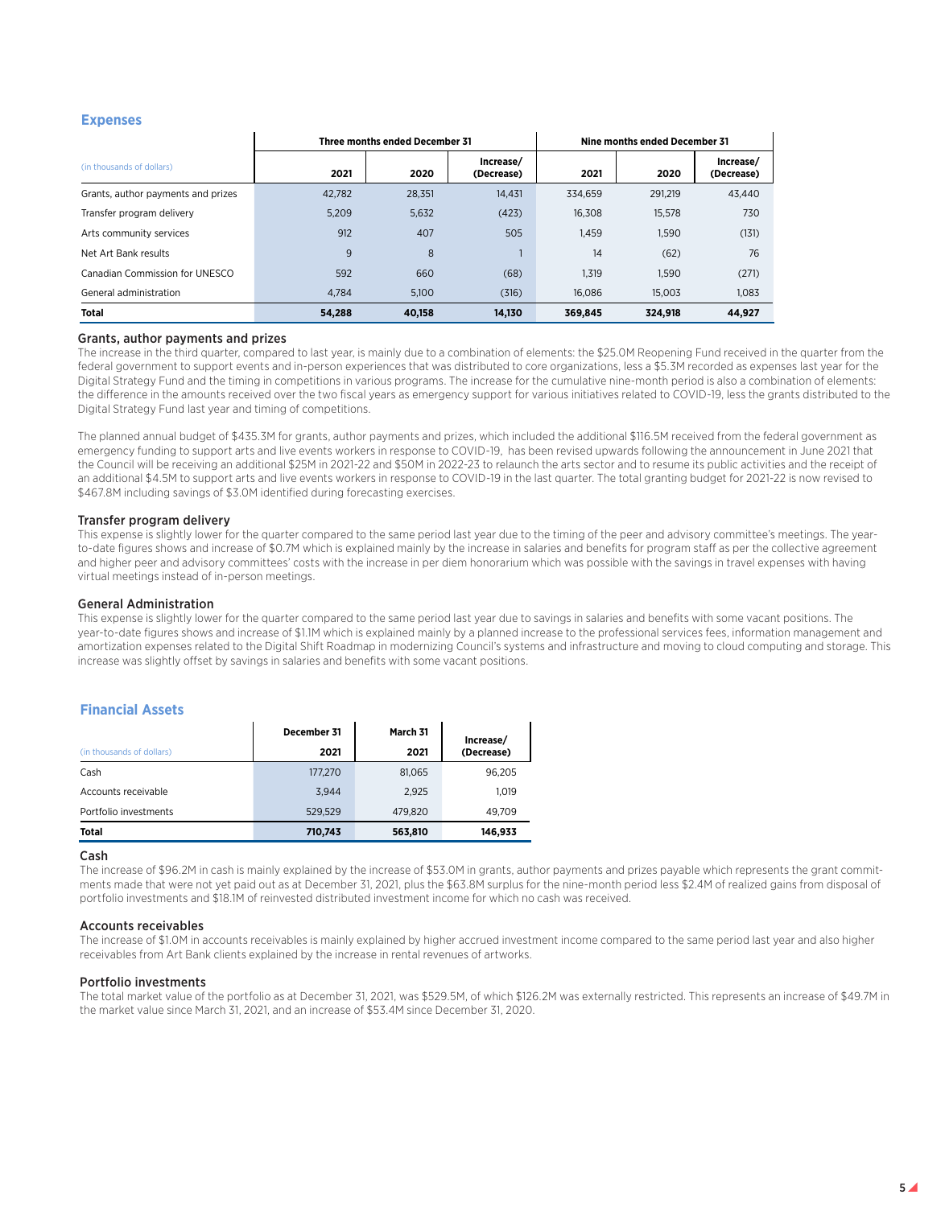## Expenses

| (in thousands of dollars) | Three months ended December 31 | | | Nine months ended December 31 | | |
|---|---|---|---|---|---|---|
| | 2021 | 2020 | Increase/ (Decrease) | 2021 | 2020 | Increase/ (Decrease) |
| Grants, author payments and prizes | 42,782 | 28,351 | 14,431 | 334,659 | 291,219 | 43,440 |
| Transfer program delivery | 5,209 | 5,632 | (423) | 16,308 | 15,578 | 730 |
| Arts community services | 912 | 407 | 505 | 1,459 | 1,590 | (131) |
| Net Art Bank results | 9 | 8 | 1 | 14 | (62) | 76 |
| Canadian Commission for UNESCO | 592 | 660 | (68) | 1,319 | 1,590 | (271) |
| General administration | 4,784 | 5,100 | (316) | 16,086 | 15,003 | 1,083 |
| **Total** | **54,288** | **40,158** | **14,130** | **369,845** | **324,918** | **44,927** |

### Grants, author payments and prizes

The increase in the third quarter, compared to last year, is mainly due to a combination of elements: the $25.0M Reopening Fund received in the quarter from the federal government to support events and in-person experiences that was distributed to core organizations, less a $5.3M recorded as expenses last year for the Digital Strategy Fund and the timing in competitions in various programs. The increase for the cumulative nine-month period is also a combination of elements: the difference in the amounts received over the two fiscal years as emergency support for various initiatives related to COVID-19, less the grants distributed to the Digital Strategy Fund last year and timing of competitions.

The planned annual budget of $435.3M for grants, author payments and prizes, which included the additional $116.5M received from the federal government as emergency funding to support arts and live events workers in response to COVID-19, has been revised upwards following the announcement in June 2021 that the Council will be receiving an additional $25M in 2021-22 and $50M in 2022-23 to relaunch the arts sector and to resume its public activities and the receipt of an additional $4.5M to support arts and live events workers in response to COVID-19 in the last quarter. The total granting budget for 2021-22 is now revised to $467.8M including savings of $3.0M identified during forecasting exercises.

### Transfer program delivery

This expense is slightly lower for the quarter compared to the same period last year due to the timing of the peer and advisory committee's meetings. The year-to-date figures shows and increase of $0.7M which is explained mainly by the increase in salaries and benefits for program staff as per the collective agreement and higher peer and advisory committees' costs with the increase in per diem honorarium which was possible with the savings in travel expenses with having virtual meetings instead of in-person meetings.

### General Administration

This expense is slightly lower for the quarter compared to the same period last year due to savings in salaries and benefits with some vacant positions. The year-to-date figures shows and increase of $1.1M which is explained mainly by a planned increase to the professional services fees, information management and amortization expenses related to the Digital Shift Roadmap in modernizing Council's systems and infrastructure and moving to cloud computing and storage. This increase was slightly offset by savings in salaries and benefits with some vacant positions.

## Financial Assets

| (in thousands of dollars) | December 31 2021 | March 31 2021 | Increase/ (Decrease) |
|---|---|---|---|
| Cash | 177,270 | 81,065 | 96,205 |
| Accounts receivable | 3,944 | 2,925 | 1,019 |
| Portfolio investments | 529,529 | 479,820 | 49,709 |
| **Total** | **710,743** | **563,810** | **146,933** |

### Cash

The increase of $96.2M in cash is mainly explained by the increase of $53.0M in grants, author payments and prizes payable which represents the grant commitments made that were not yet paid out as at December 31, 2021, plus the $63.8M surplus for the nine-month period less $2.4M of realized gains from disposal of portfolio investments and $18.1M of reinvested distributed investment income for which no cash was received.

### Accounts receivables

The increase of $1.0M in accounts receivables is mainly explained by higher accrued investment income compared to the same period last year and also higher receivables from Art Bank clients explained by the increase in rental revenues of artworks.

### Portfolio investments

The total market value of the portfolio as at December 31, 2021, was $529.5M, of which $126.2M was externally restricted. This represents an increase of $49.7M in the market value since March 31, 2021, and an increase of $53.4M since December 31, 2020.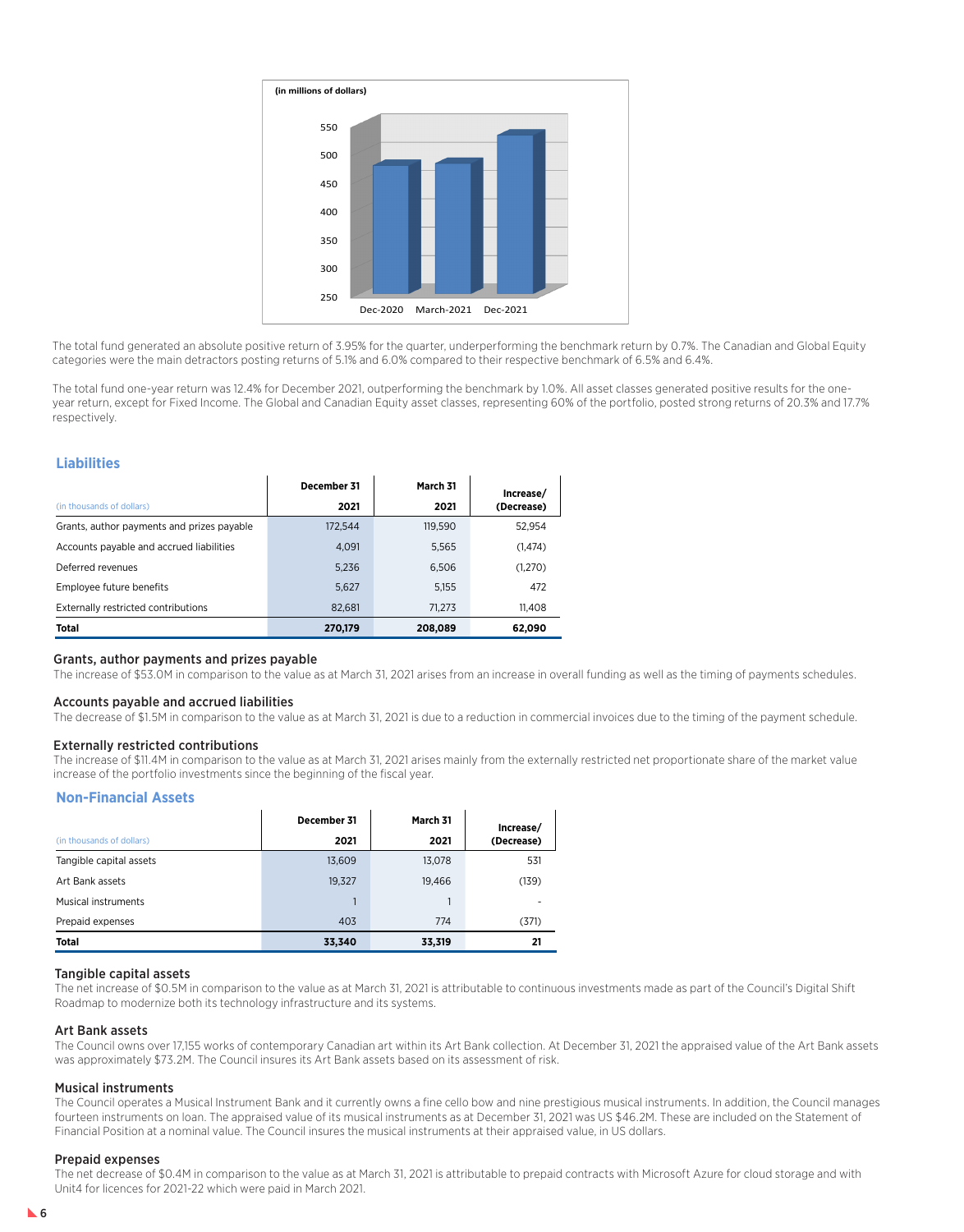(in millions of dollars)

550
500
450
400
350
300
250

Dec-2020 March-2021 Dec-2021

The total fund generated an absolute positive return of 3.95% for the quarter, underperforming the benchmark return by 0.7%. The Canadian and Global Equity categories were the main detractors posting returns of 5.1% and 6.0% compared to their respective benchmark of 6.5% and 6.4%.

The total fund one-year return was 12.4% for December 2021, outperforming the benchmark by 1.0%. All asset classes generated positive results for the one-year return, except for Fixed Income. The Global and Canadian Equity asset classes, representing 60% of the portfolio, posted strong returns of 20.3% and 17.7% respectively.

## Liabilities

| (in thousands of dollars) | December 31 2021 | March 31 2021 | Increase/ (Decrease) |
|---|---|---|---|
| Grants, author payments and prizes payable | 172,544 | 119,590 | 52,954 |
| Accounts payable and accrued liabilities | 4,091 | 5,565 | (1,474) |
| Deferred revenues | 5,236 | 6,506 | (1,270) |
| Employee future benefits | 5,627 | 5,155 | 472 |
| Externally restricted contributions | 82,681 | 71,273 | 11,408 |
| **Total** | **270,179** | **208,089** | **62,090** |

### Grants, author payments and prizes payable

The increase of $53.0M in comparison to the value as at March 31, 2021 arises from an increase in overall funding as well as the timing of payments schedules.

### Accounts payable and accrued liabilities

The decrease of $1.5M in comparison to the value as at March 31, 2021 is due to a reduction in commercial invoices due to the timing of the payment schedule.

### Externally restricted contributions

The increase of $11.4M in comparison to the value as at March 31, 2021 arises mainly from the externally restricted net proportionate share of the market value increase of the portfolio investments since the beginning of the fiscal year.

## Non-Financial Assets

| (in thousands of dollars) | December 31 2021 | March 31 2021 | Increase/ (Decrease) |
|---|---|---|---|
| Tangible capital assets | 13,609 | 13,078 | 531 |
| Art Bank assets | 19,327 | 19,466 | (139) |
| Musical instruments | 1 | 1 | - |
| Prepaid expenses | 403 | 774 | (371) |
| **Total** | **33,340** | **33,319** | **21** |

### Tangible capital assets

The net increase of $0.5M in comparison to the value as at March 31, 2021 is attributable to continuous investments made as part of the Council's Digital Shift Roadmap to modernize both its technology infrastructure and its systems.

### Art Bank assets

The Council owns over 17,155 works of contemporary Canadian art within its Art Bank collection. At December 31, 2021 the appraised value of the Art Bank assets was approximately $73.2M. The Council insures its Art Bank assets based on its assessment of risk.

### Musical instruments

The Council operates a Musical Instrument Bank and it currently owns a fine cello bow and nine prestigious musical instruments. In addition, the Council manages fourteen instruments on loan. The appraised value of its musical instruments as at December 31, 2021 was US $46.2M. These are included on the Statement of Financial Position at a nominal value. The Council insures the musical instruments at their appraised value, in US dollars.

### Prepaid expenses

The net decrease of $0.4M in comparison to the value as at March 31, 2021 is attributable to prepaid contracts with Microsoft Azure for cloud storage and with Unit4 for licences for 2021-22 which were paid in March 2021.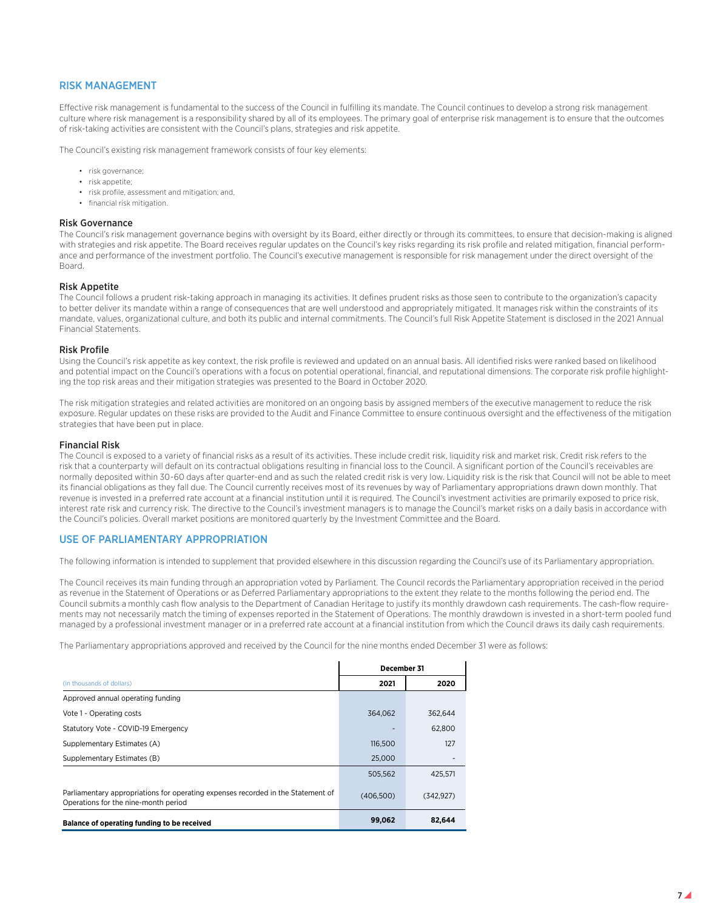## RISK MANAGEMENT

Effective risk management is fundamental to the success of the Council in fulfilling its mandate. The Council continues to develop a strong risk management culture where risk management is a responsibility shared by all of its employees. The primary goal of enterprise risk management is to ensure that the outcomes of risk-taking activities are consistent with the Council's plans, strategies and risk appetite.

The Council's existing risk management framework consists of four key elements:

- risk governance;
- risk appetite;
- risk profile, assessment and mitigation; and,
- financial risk mitigation.

### Risk Governance

The Council's risk management governance begins with oversight by its Board, either directly or through its committees, to ensure that decision-making is aligned with strategies and risk appetite. The Board receives regular updates on the Council's key risks regarding its risk profile and related mitigation, financial performance and performance of the investment portfolio. The Council's executive management is responsible for risk management under the direct oversight of the Board.

### Risk Appetite

The Council follows a prudent risk-taking approach in managing its activities. It defines prudent risks as those seen to contribute to the organization's capacity to better deliver its mandate within a range of consequences that are well understood and appropriately mitigated. It manages risk within the constraints of its mandate, values, organizational culture, and both its public and internal commitments. The Council's full Risk Appetite Statement is disclosed in the 2021 Annual Financial Statements.

### Risk Profile

Using the Council's risk appetite as key context, the risk profile is reviewed and updated on an annual basis. All identified risks were ranked based on likelihood and potential impact on the Council's operations with a focus on potential operational, financial, and reputational dimensions. The corporate risk profile highlighting the top risk areas and their mitigation strategies was presented to the Board in October 2020.

The risk mitigation strategies and related activities are monitored on an ongoing basis by assigned members of the executive management to reduce the risk exposure. Regular updates on these risks are provided to the Audit and Finance Committee to ensure continuous oversight and the effectiveness of the mitigation strategies that have been put in place.

### Financial Risk

The Council is exposed to a variety of financial risks as a result of its activities. These include credit risk, liquidity risk and market risk. Credit risk refers to the risk that a counterparty will default on its contractual obligations resulting in financial loss to the Council. A significant portion of the Council's receivables are normally deposited within 30-60 days after quarter-end and as such the related credit risk is very low. Liquidity risk is the risk that Council will not be able to meet its financial obligations as they fall due. The Council currently receives most of its revenues by way of Parliamentary appropriations drawn down monthly. That revenue is invested in a preferred rate account at a financial institution until it is required. The Council's investment activities are primarily exposed to price risk, interest rate risk and currency risk. The directive to the Council's investment managers is to manage the Council's market risks on a daily basis in accordance with the Council's policies. Overall market positions are monitored quarterly by the Investment Committee and the Board.

## USE OF PARLIAMENTARY APPROPRIATION

The following information is intended to supplement that provided elsewhere in this discussion regarding the Council's use of its Parliamentary appropriation.

The Council receives its main funding through an appropriation voted by Parliament. The Council records the Parliamentary appropriation received in the period as revenue in the Statement of Operations or as Deferred Parliamentary appropriations to the extent they relate to the months following the period end. The Council submits a monthly cash flow analysis to the Department of Canadian Heritage to justify its monthly drawdown cash requirements. The cash-flow requirements may not necessarily match the timing of expenses reported in the Statement of Operations. The monthly drawdown is invested in a short-term pooled fund managed by a professional investment manager or in a preferred rate account at a financial institution from which the Council draws its daily cash requirements.

The Parliamentary appropriations approved and received by the Council for the nine months ended December 31 were as follows:

| | December 31 | |
|---|---|---|
| (in thousands of dollars) | **2021** | **2020** |
| Approved annual operating funding | | |
| Vote 1 - Operating costs | 364,062 | 362,644 |
| Statutory Vote - COVID-19 Emergency | - | 62,800 |
| Supplementary Estimates (A) | 116,500 | 127 |
| Supplementary Estimates (B) | 25,000 | - |
| | 505,562 | 425,571 |
| Parliamentary appropriations for operating expenses recorded in the Statement of Operations for the nine-month period | (406,500) | (342,927) |
| **Balance of operating funding to be received** | **99,062** | **82,644** |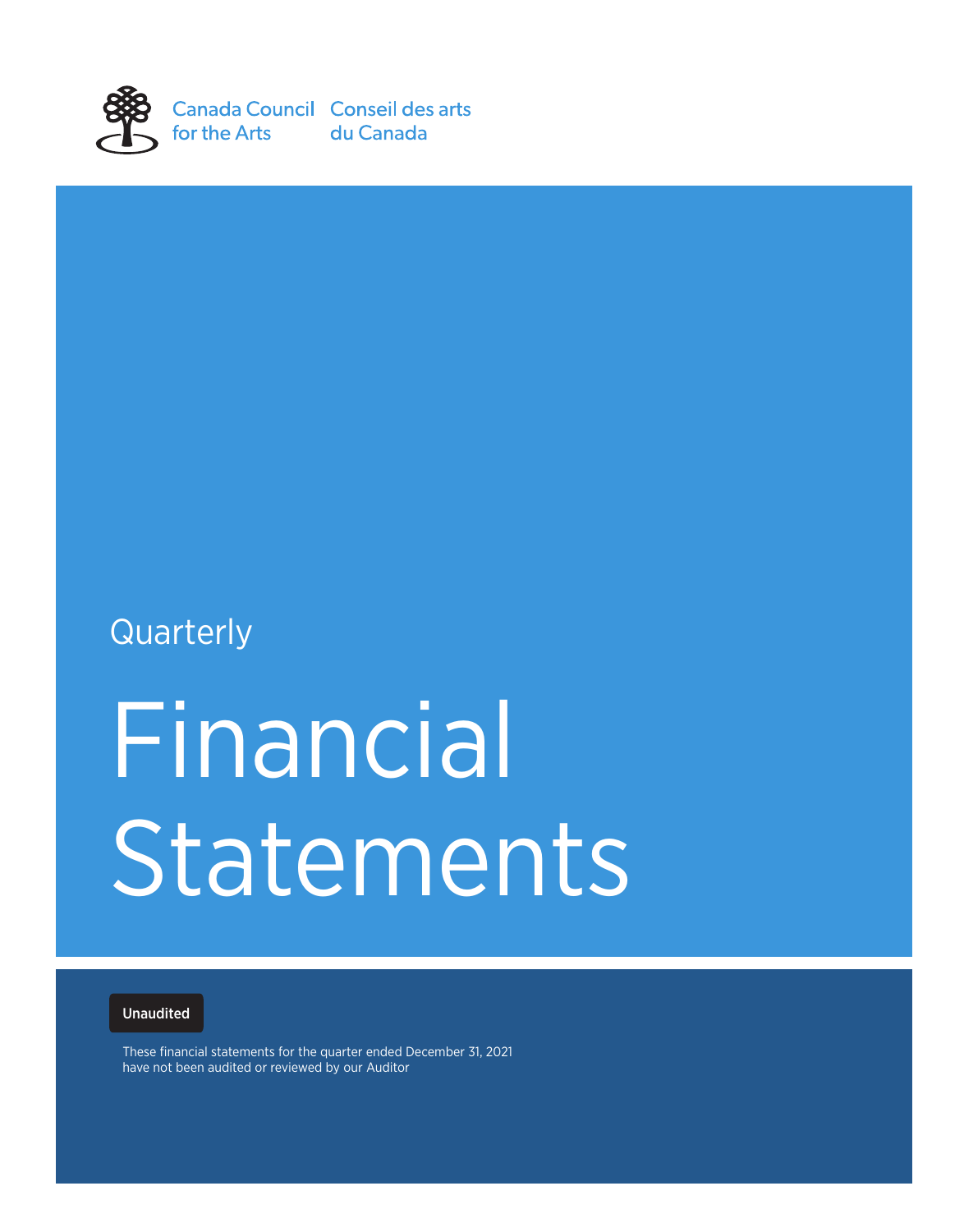Canada Council for the Arts

Conseil des arts du Canada

Quarterly

# Financial Statements

**Unaudited**

These financial statements for the quarter ended December 31, 2021 have not been audited or reviewed by our Auditor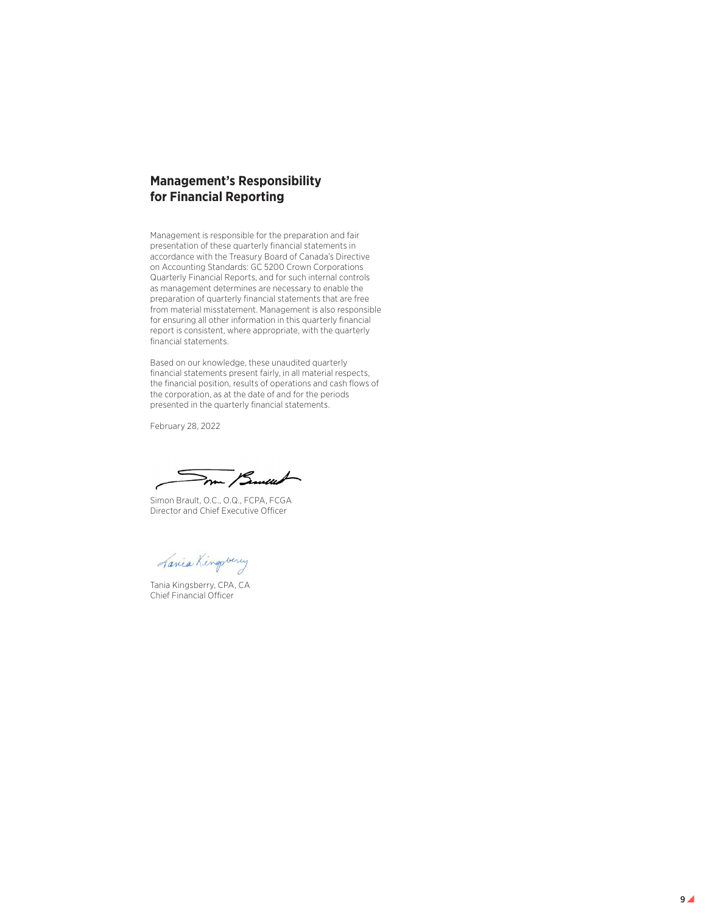## Management's Responsibility for Financial Reporting

Management is responsible for the preparation and fair presentation of these quarterly financial statements in accordance with the Treasury Board of Canada's Directive on Accounting Standards: GC 5200 Crown Corporations Quarterly Financial Reports, and for such internal controls as management determines are necessary to enable the preparation of quarterly financial statements that are free from material misstatement. Management is also responsible for ensuring all other information in this quarterly financial report is consistent, where appropriate, with the quarterly financial statements.

Based on our knowledge, these unaudited quarterly financial statements present fairly, in all material respects, the financial position, results of operations and cash flows of the corporation, as at the date of and for the periods presented in the quarterly financial statements.

February 28, 2022

Simon Brault, O.C., O.Q., FCPA, FCGA
Director and Chief Executive Officer

Tania Kingsberry, CPA, CA
Chief Financial Officer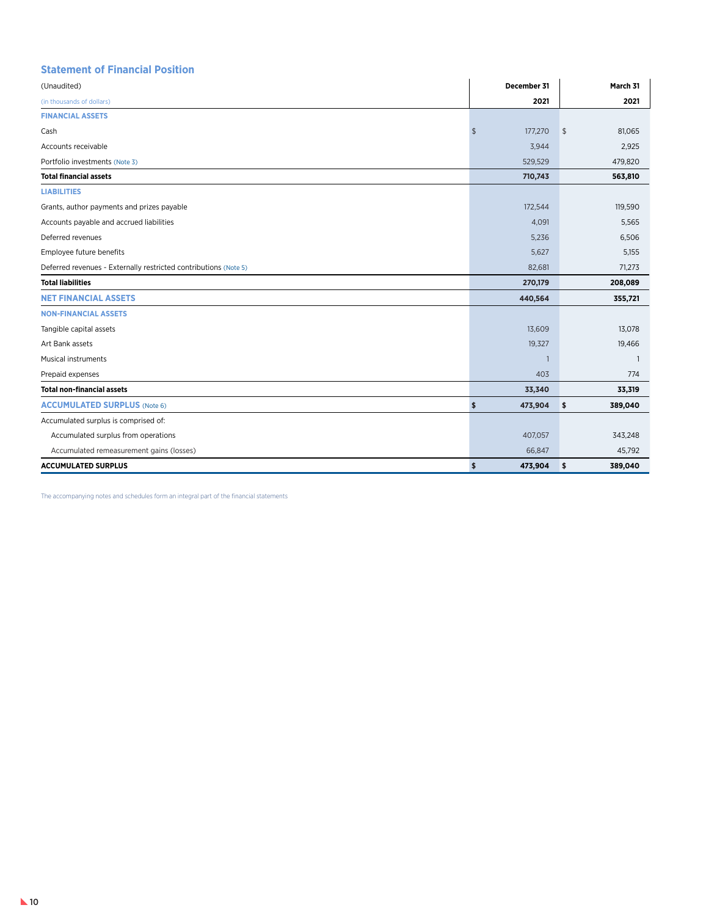## Statement of Financial Position

| (Unaudited) | December 31 | March 31 |
|---|---|---|
| (in thousands of dollars) | 2021 | 2021 |
| **FINANCIAL ASSETS** | | |
| Cash | $ 177,270 | $ 81,065 |
| Accounts receivable | 3,944 | 2,925 |
| Portfolio investments (Note 3) | 529,529 | 479,820 |
| **Total financial assets** | **710,743** | **563,810** |
| **LIABILITIES** | | |
| Grants, author payments and prizes payable | 172,544 | 119,590 |
| Accounts payable and accrued liabilities | 4,091 | 5,565 |
| Deferred revenues | 5,236 | 6,506 |
| Employee future benefits | 5,627 | 5,155 |
| Deferred revenues - Externally restricted contributions (Note 5) | 82,681 | 71,273 |
| **Total liabilities** | **270,179** | **208,089** |
| **NET FINANCIAL ASSETS** | **440,564** | **355,721** |
| **NON-FINANCIAL ASSETS** | | |
| Tangible capital assets | 13,609 | 13,078 |
| Art Bank assets | 19,327 | 19,466 |
| Musical instruments | 1 | 1 |
| Prepaid expenses | 403 | 774 |
| **Total non-financial assets** | **33,340** | **33,319** |
| **ACCUMULATED SURPLUS** (Note 6) | **$ 473,904** | **$ 389,040** |
| Accumulated surplus is comprised of: | | |
| Accumulated surplus from operations | 407,057 | 343,248 |
| Accumulated remeasurement gains (losses) | 66,847 | 45,792 |
| **ACCUMULATED SURPLUS** | **$ 473,904** | **$ 389,040** |

The accompanying notes and schedules form an integral part of the financial statements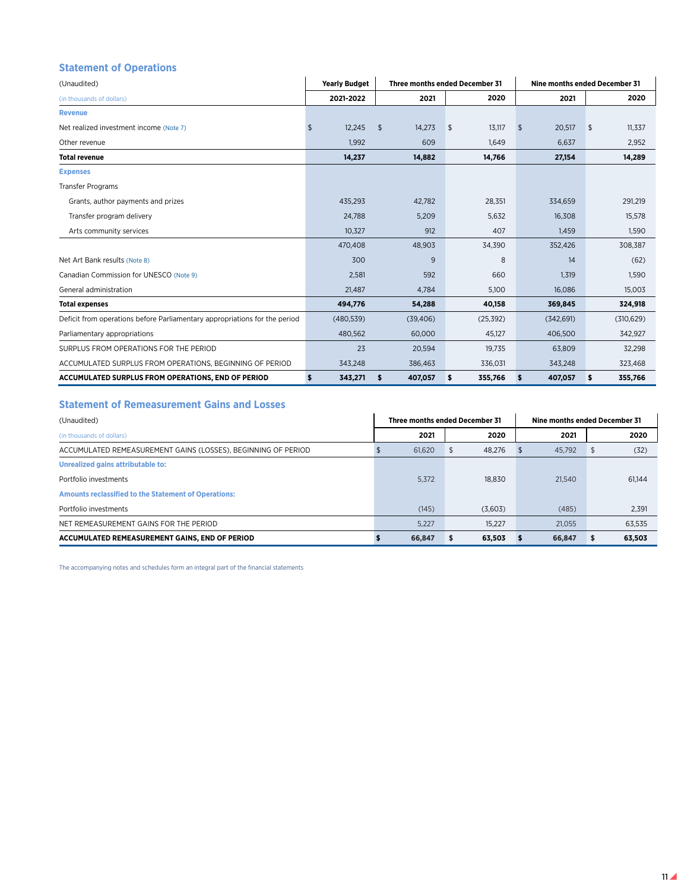## Statement of Operations

| (Unaudited) | Yearly Budget | Three months ended December 31 | | Nine months ended December 31 | |
|---|---|---|---|---|---|
| (in thousands of dollars) | 2021-2022 | 2021 | 2020 | 2021 | 2020 |
| **Revenue** | | | | | |
| Net realized investment income (Note 7) | $ 12,245 | $ 14,273 | $ 13,117 | $ 20,517 | $ 11,337 |
| Other revenue | 1,992 | 609 | 1,649 | 6,637 | 2,952 |
| **Total revenue** | **14,237** | **14,882** | **14,766** | **27,154** | **14,289** |
| **Expenses** | | | | | |
| Transfer Programs | | | | | |
| Grants, author payments and prizes | 435,293 | 42,782 | 28,351 | 334,659 | 291,219 |
| Transfer program delivery | 24,788 | 5,209 | 5,632 | 16,308 | 15,578 |
| Arts community services | 10,327 | 912 | 407 | 1,459 | 1,590 |
| | 470,408 | 48,903 | 34,390 | 352,426 | 308,387 |
| Net Art Bank results (Note 8) | 300 | 9 | 8 | 14 | (62) |
| Canadian Commission for UNESCO (Note 9) | 2,581 | 592 | 660 | 1,319 | 1,590 |
| General administration | 21,487 | 4,784 | 5,100 | 16,086 | 15,003 |
| **Total expenses** | **494,776** | **54,288** | **40,158** | **369,845** | **324,918** |
| Deficit from operations before Parliamentary appropriations for the period | (480,539) | (39,406) | (25,392) | (342,691) | (310,629) |
| Parliamentary appropriations | 480,562 | 60,000 | 45,127 | 406,500 | 342,927 |
| SURPLUS FROM OPERATIONS FOR THE PERIOD | 23 | 20,594 | 19,735 | 63,809 | 32,298 |
| ACCUMULATED SURPLUS FROM OPERATIONS, BEGINNING OF PERIOD | 343,248 | 386,463 | 336,031 | 343,248 | 323,468 |
| **ACCUMULATED SURPLUS FROM OPERATIONS, END OF PERIOD** | **$ 343,271** | **$ 407,057** | **$ 355,766** | **$ 407,057** | **$ 355,766** |

## Statement of Remeasurement Gains and Losses

| (Unaudited) | Three months ended December 31 | | Nine months ended December 31 | |
|---|---|---|---|---|
| (in thousands of dollars) | 2021 | 2020 | 2021 | 2020 |
| ACCUMULATED REMEASUREMENT GAINS (LOSSES), BEGINNING OF PERIOD | $ 61,620 | $ 48,276 | $ 45,792 | $ (32) |
| **Unrealized gains attributable to:** | | | | |
| Portfolio investments | 5,372 | 18,830 | 21,540 | 61,144 |
| **Amounts reclassified to the Statement of Operations:** | | | | |
| Portfolio investments | (145) | (3,603) | (485) | 2,391 |
| NET REMEASUREMENT GAINS FOR THE PERIOD | 5,227 | 15,227 | 21,055 | 63,535 |
| **ACCUMULATED REMEASUREMENT GAINS, END OF PERIOD** | **$ 66,847** | **$ 63,503** | **$ 66,847** | **$ 63,503** |

The accompanying notes and schedules form an integral part of the financial statements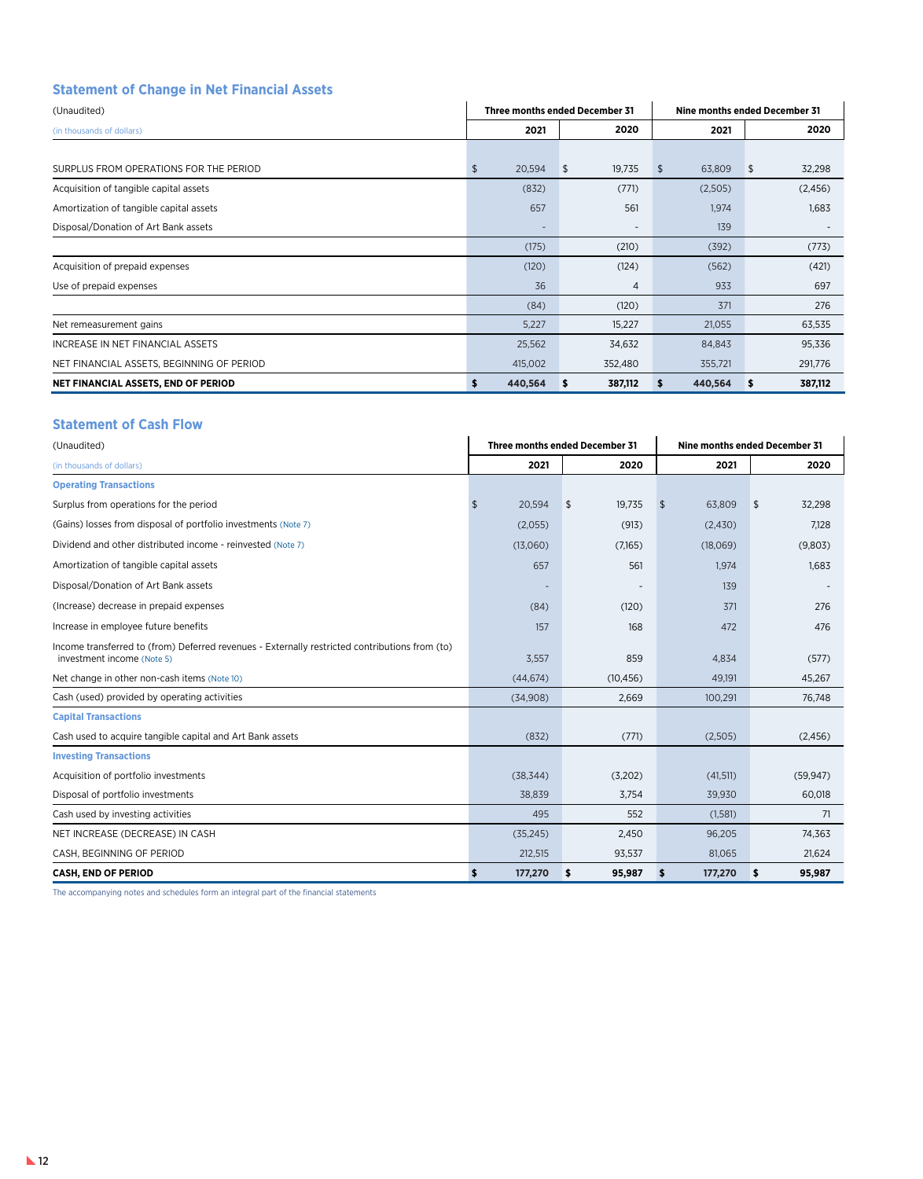## Statement of Change in Net Financial Assets

| (Unaudited) | Three months ended December 31 | | Nine months ended December 31 | |
|---|---|---|---|---|
| (in thousands of dollars) | 2021 | 2020 | 2021 | 2020 |
| SURPLUS FROM OPERATIONS FOR THE PERIOD | $ 20,594 | $ 19,735 | $ 63,809 | $ 32,298 |
| Acquisition of tangible capital assets | (832) | (771) | (2,505) | (2,456) |
| Amortization of tangible capital assets | 657 | 561 | 1,974 | 1,683 |
| Disposal/Donation of Art Bank assets | - | - | 139 | - |
| | (175) | (210) | (392) | (773) |
| Acquisition of prepaid expenses | (120) | (124) | (562) | (421) |
| Use of prepaid expenses | 36 | 4 | 933 | 697 |
| | (84) | (120) | 371 | 276 |
| Net remeasurement gains | 5,227 | 15,227 | 21,055 | 63,535 |
| INCREASE IN NET FINANCIAL ASSETS | 25,562 | 34,632 | 84,843 | 95,336 |
| NET FINANCIAL ASSETS, BEGINNING OF PERIOD | 415,002 | 352,480 | 355,721 | 291,776 |
| **NET FINANCIAL ASSETS, END OF PERIOD** | **$ 440,564** | **$ 387,112** | **$ 440,564** | **$ 387,112** |

## Statement of Cash Flow

| (Unaudited) | Three months ended December 31 | | Nine months ended December 31 | |
|---|---|---|---|---|
| (in thousands of dollars) | 2021 | 2020 | 2021 | 2020 |
| **Operating Transactions** | | | | |
| Surplus from operations for the period | $ 20,594 | $ 19,735 | $ 63,809 | $ 32,298 |
| (Gains) losses from disposal of portfolio investments (Note 7) | (2,055) | (913) | (2,430) | 7,128 |
| Dividend and other distributed income - reinvested (Note 7) | (13,060) | (7,165) | (18,069) | (9,803) |
| Amortization of tangible capital assets | 657 | 561 | 1,974 | 1,683 |
| Disposal/Donation of Art Bank assets | - | - | 139 | - |
| (Increase) decrease in prepaid expenses | (84) | (120) | 371 | 276 |
| Increase in employee future benefits | 157 | 168 | 472 | 476 |
| Income transferred to (from) Deferred revenues - Externally restricted contributions from (to) investment income (Note 5) | 3,557 | 859 | 4,834 | (577) |
| Net change in other non-cash items (Note 10) | (44,674) | (10,456) | 49,191 | 45,267 |
| Cash (used) provided by operating activities | (34,908) | 2,669 | 100,291 | 76,748 |
| **Capital Transactions** | | | | |
| Cash used to acquire tangible capital and Art Bank assets | (832) | (771) | (2,505) | (2,456) |
| **Investing Transactions** | | | | |
| Acquisition of portfolio investments | (38,344) | (3,202) | (41,511) | (59,947) |
| Disposal of portfolio investments | 38,839 | 3,754 | 39,930 | 60,018 |
| Cash used by investing activities | 495 | 552 | (1,581) | 71 |
| NET INCREASE (DECREASE) IN CASH | (35,245) | 2,450 | 96,205 | 74,363 |
| CASH, BEGINNING OF PERIOD | 212,515 | 93,537 | 81,065 | 21,624 |
| **CASH, END OF PERIOD** | **$ 177,270** | **$ 95,987** | **$ 177,270** | **$ 95,987** |

The accompanying notes and schedules form an integral part of the financial statements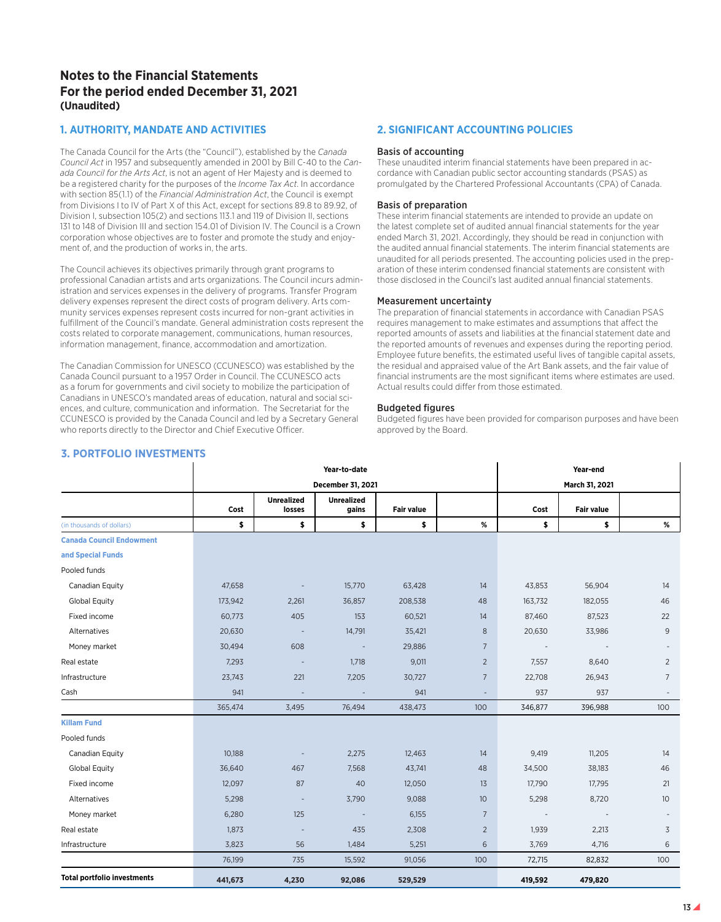# Notes to the Financial Statements
# For the period ended December 31, 2021
**(Unaudited)**

## 1. AUTHORITY, MANDATE AND ACTIVITIES

The Canada Council for the Arts (the "Council"), established by the *Canada Council Act* in 1957 and subsequently amended in 2001 by Bill C-40 to the *Canada Council for the Arts Act*, is not an agent of Her Majesty and is deemed to be a registered charity for the purposes of the *Income Tax Act*. In accordance with section 85(1.1) of the *Financial Administration Act*, the Council is exempt from Divisions I to IV of Part X of this Act, except for sections 89.8 to 89.92, of Division I, subsection 105(2) and sections 113.1 and 119 of Division II, sections 131 to 148 of Division III and section 154.01 of Division IV. The Council is a Crown corporation whose objectives are to foster and promote the study and enjoyment of, and the production of works in, the arts.

The Council achieves its objectives primarily through grant programs to professional Canadian artists and arts organizations. The Council incurs administration and services expenses in the delivery of programs. Transfer Program delivery expenses represent the direct costs of program delivery. Arts community services expenses represent costs incurred for non-grant activities in fulfillment of the Council's mandate. General administration costs represent the costs related to corporate management, communications, human resources, information management, finance, accommodation and amortization.

The Canadian Commission for UNESCO (CCUNESCO) was established by the Canada Council pursuant to a 1957 Order in Council. The CCUNESCO acts as a forum for governments and civil society to mobilize the participation of Canadians in UNESCO's mandated areas of education, natural and social sciences, and culture, communication and information. The Secretariat for the CCUNESCO is provided by the Canada Council and led by a Secretary General who reports directly to the Director and Chief Executive Officer.

## 2. SIGNIFICANT ACCOUNTING POLICIES

### Basis of accounting

These unaudited interim financial statements have been prepared in accordance with Canadian public sector accounting standards (PSAS) as promulgated by the Chartered Professional Accountants (CPA) of Canada.

### Basis of preparation

These interim financial statements are intended to provide an update on the latest complete set of audited annual financial statements for the year ended March 31, 2021. Accordingly, they should be read in conjunction with the audited annual financial statements. The interim financial statements are unaudited for all periods presented. The accounting policies used in the preparation of these interim condensed financial statements are consistent with those disclosed in the Council's last audited annual financial statements.

### Measurement uncertainty

The preparation of financial statements in accordance with Canadian PSAS requires management to make estimates and assumptions that affect the reported amounts of assets and liabilities at the financial statement date and the reported amounts of revenues and expenses during the reporting period. Employee future benefits, the estimated useful lives of tangible capital assets, the residual and appraised value of the Art Bank assets, and the fair value of financial instruments are the most significant items where estimates are used. Actual results could differ from those estimated.

### Budgeted figures

Budgeted figures have been provided for comparison purposes and have been approved by the Board.

## 3. PORTFOLIO INVESTMENTS

| | Year-to-date December 31, 2021 | | | | | Year-end March 31, 2021 | | |
|---|---|---|---|---|---|---|---|---|
| | Cost | Unrealized losses | Unrealized gains | Fair value | | Cost | Fair value | |
| (in thousands of dollars) | $ | $ | $ | $ | % | $ | $ | % |
| **Canada Council Endowment and Special Funds** | | | | | | | | |
| Pooled funds | | | | | | | | |
| Canadian Equity | 47,658 | - | 15,770 | 63,428 | 14 | 43,853 | 56,904 | 14 |
| Global Equity | 173,942 | 2,261 | 36,857 | 208,538 | 48 | 163,732 | 182,055 | 46 |
| Fixed income | 60,773 | 405 | 153 | 60,521 | 14 | 87,460 | 87,523 | 22 |
| Alternatives | 20,630 | - | 14,791 | 35,421 | 8 | 20,630 | 33,986 | 9 |
| Money market | 30,494 | 608 | - | 29,886 | 7 | - | - | - |
| Real estate | 7,293 | - | 1,718 | 9,011 | 2 | 7,557 | 8,640 | 2 |
| Infrastructure | 23,743 | 221 | 7,205 | 30,727 | 7 | 22,708 | 26,943 | 7 |
| Cash | 941 | - | - | 941 | - | 937 | 937 | - |
| | 365,474 | 3,495 | 76,494 | 438,473 | 100 | 346,877 | 396,988 | 100 |
| **Killam Fund** | | | | | | | | |
| Pooled funds | | | | | | | | |
| Canadian Equity | 10,188 | - | 2,275 | 12,463 | 14 | 9,419 | 11,205 | 14 |
| Global Equity | 36,640 | 467 | 7,568 | 43,741 | 48 | 34,500 | 38,183 | 46 |
| Fixed income | 12,097 | 87 | 40 | 12,050 | 13 | 17,790 | 17,795 | 21 |
| Alternatives | 5,298 | - | 3,790 | 9,088 | 10 | 5,298 | 8,720 | 10 |
| Money market | 6,280 | 125 | - | 6,155 | 7 | - | - | - |
| Real estate | 1,873 | - | 435 | 2,308 | 2 | 1,939 | 2,213 | 3 |
| Infrastructure | 3,823 | 56 | 1,484 | 5,251 | 6 | 3,769 | 4,716 | 6 |
| | 76,199 | 735 | 15,592 | 91,056 | 100 | 72,715 | 82,832 | 100 |
| **Total portfolio investments** | **441,673** | **4,230** | **92,086** | **529,529** | | **419,592** | **479,820** | |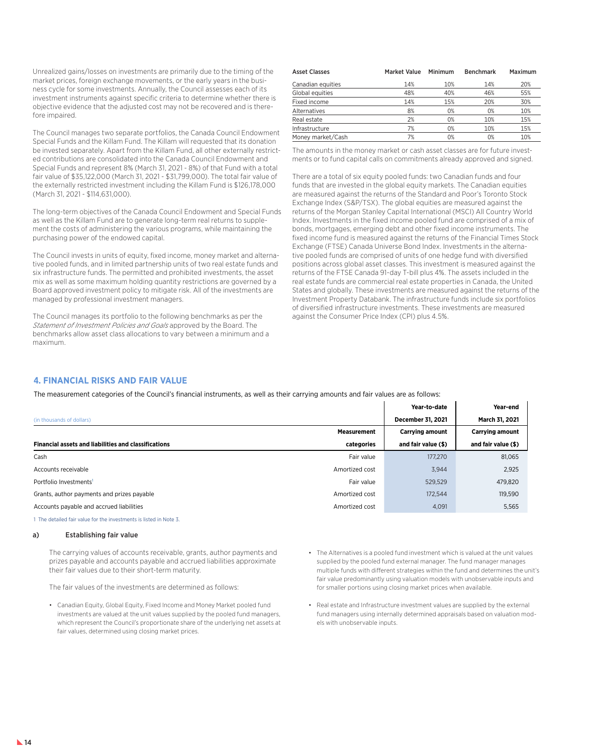Unrealized gains/losses on investments are primarily due to the timing of the market prices, foreign exchange movements, or the early years in the business cycle for some investments. Annually, the Council assesses each of its investment instruments against specific criteria to determine whether there is objective evidence that the adjusted cost may not be recovered and is therefore impaired.

The Council manages two separate portfolios, the Canada Council Endowment Special Funds and the Killam Fund. The Killam will requested that its donation be invested separately. Apart from the Killam Fund, all other externally restricted contributions are consolidated into the Canada Council Endowment and Special Funds and represent 8% (March 31, 2021 - 8%) of that Fund with a total fair value of $35,122,000 (March 31, 2021 - $31,799,000). The total fair value of the externally restricted investment including the Killam Fund is $126,178,000 (March 31, 2021 - $114,631,000).

The long-term objectives of the Canada Council Endowment and Special Funds as well as the Killam Fund are to generate long-term real returns to supplement the costs of administering the various programs, while maintaining the purchasing power of the endowed capital.

The Council invests in units of equity, fixed income, money market and alternative pooled funds, and in limited partnership units of two real estate funds and six infrastructure funds. The permitted and prohibited investments, the asset mix as well as some maximum holding quantity restrictions are governed by a Board approved investment policy to mitigate risk. All of the investments are managed by professional investment managers.

The Council manages its portfolio to the following benchmarks as per the *Statement of Investment Policies and Goals* approved by the Board. The benchmarks allow asset class allocations to vary between a minimum and a maximum.

| Asset Classes | Market Value | Minimum | Benchmark | Maximum |
|---|---|---|---|---|
| Canadian equities | 14% | 10% | 14% | 20% |
| Global equities | 48% | 40% | 46% | 55% |
| Fixed income | 14% | 15% | 20% | 30% |
| Alternatives | 8% | 0% | 0% | 10% |
| Real estate | 2% | 0% | 10% | 15% |
| Infrastructure | 7% | 0% | 10% | 15% |
| Money market/Cash | 7% | 0% | 0% | 10% |

The amounts in the money market or cash asset classes are for future investments or to fund capital calls on commitments already approved and signed.

There are a total of six equity pooled funds: two Canadian funds and four funds that are invested in the global equity markets. The Canadian equities are measured against the returns of the Standard and Poor's Toronto Stock Exchange Index (S&P/TSX). The global equities are measured against the returns of the Morgan Stanley Capital International (MSCI) All Country World Index. Investments in the fixed income pooled fund are comprised of a mix of bonds, mortgages, emerging debt and other fixed income instruments. The fixed income fund is measured against the returns of the Financial Times Stock Exchange (FTSE) Canada Universe Bond Index. Investments in the alternative pooled funds are comprised of units of one hedge fund with diversified positions across global asset classes. This investment is measured against the returns of the FTSE Canada 91-day T-bill plus 4%. The assets included in the real estate funds are commercial real estate properties in Canada, the United States and globally. These investments are measured against the returns of the Investment Property Databank. The infrastructure funds include six portfolios of diversified infrastructure investments. These investments are measured against the Consumer Price Index (CPI) plus 4.5%.

## 4. FINANCIAL RISKS AND FAIR VALUE

The measurement categories of the Council's financial instruments, as well as their carrying amounts and fair values are as follows:

| (in thousands of dollars) | | Year-to-date December 31, 2021 | Year-end March 31, 2021 |
|---|---|---|---|
| **Financial assets and liabilities and classifications** | **Measurement categories** | **Carrying amount and fair value ($)** | **Carrying amount and fair value ($)** |
| Cash | Fair value | 177,270 | 81,065 |
| Accounts receivable | Amortized cost | 3,944 | 2,925 |
| Portfolio Investments[1] | Fair value | 529,529 | 479,820 |
| Grants, author payments and prizes payable | Amortized cost | 172,544 | 119,590 |
| Accounts payable and accrued liabilities | Amortized cost | 4,091 | 5,565 |

1 The detailed fair value for the investments is listed in Note 3.

### a) Establishing fair value

The carrying values of accounts receivable, grants, author payments and prizes payable and accounts payable and accrued liabilities approximate their fair values due to their short-term maturity.

The fair values of the investments are determined as follows:

- Canadian Equity, Global Equity, Fixed Income and Money Market pooled fund investments are valued at the unit values supplied by the pooled fund managers, which represent the Council's proportionate share of the underlying net assets at fair values, determined using closing market prices.
- The Alternatives is a pooled fund investment which is valued at the unit values supplied by the pooled fund external manager. The fund manager manages multiple funds with different strategies within the fund and determines the unit's fair value predominantly using valuation models with unobservable inputs and for smaller portions using closing market prices when available.
- Real estate and Infrastructure investment values are supplied by the external fund managers using internally determined appraisals based on valuation models with unobservable inputs.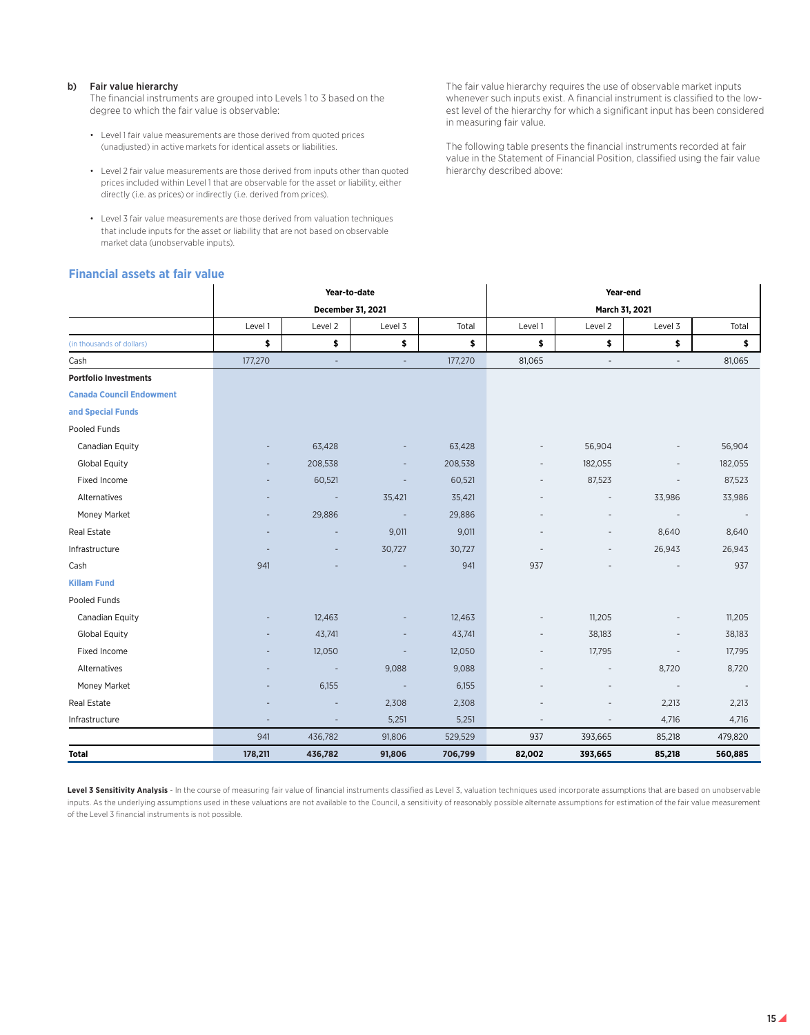b) **Fair value hierarchy**

The financial instruments are grouped into Levels 1 to 3 based on the degree to which the fair value is observable:

- Level 1 fair value measurements are those derived from quoted prices (unadjusted) in active markets for identical assets or liabilities.
- Level 2 fair value measurements are those derived from inputs other than quoted prices included within Level 1 that are observable for the asset or liability, either directly (i.e. as prices) or indirectly (i.e. derived from prices).
- Level 3 fair value measurements are those derived from valuation techniques that include inputs for the asset or liability that are not based on observable market data (unobservable inputs).

The fair value hierarchy requires the use of observable market inputs whenever such inputs exist. A financial instrument is classified to the lowest level of the hierarchy for which a significant input has been considered in measuring fair value.

The following table presents the financial instruments recorded at fair value in the Statement of Financial Position, classified using the fair value hierarchy described above:

## Financial assets at fair value

| | Year-to-date December 31, 2021 | | | | Year-end March 31, 2021 | | | |
|---|---|---|---|---|---|---|---|---|
| | Level 1 | Level 2 | Level 3 | Total | Level 1 | Level 2 | Level 3 | Total |
| (in thousands of dollars) | $ | $ | $ | $ | $ | $ | $ | $ |
| Cash | 177,270 | - | - | 177,270 | 81,065 | - | - | 81,065 |
| **Portfolio Investments** | | | | | | | | |
| **Canada Council Endowment and Special Funds** | | | | | | | | |
| Pooled Funds | | | | | | | | |
| Canadian Equity | - | 63,428 | - | 63,428 | - | 56,904 | - | 56,904 |
| Global Equity | - | 208,538 | - | 208,538 | - | 182,055 | - | 182,055 |
| Fixed Income | - | 60,521 | - | 60,521 | - | 87,523 | - | 87,523 |
| Alternatives | - | - | 35,421 | 35,421 | - | - | 33,986 | 33,986 |
| Money Market | - | 29,886 | - | 29,886 | - | - | - | - |
| Real Estate | - | - | 9,011 | 9,011 | - | - | 8,640 | 8,640 |
| Infrastructure | - | - | 30,727 | 30,727 | - | - | 26,943 | 26,943 |
| Cash | 941 | - | - | 941 | 937 | - | - | 937 |
| **Killam Fund** | | | | | | | | |
| Pooled Funds | | | | | | | | |
| Canadian Equity | - | 12,463 | - | 12,463 | - | 11,205 | - | 11,205 |
| Global Equity | - | 43,741 | - | 43,741 | - | 38,183 | - | 38,183 |
| Fixed Income | - | 12,050 | - | 12,050 | - | 17,795 | - | 17,795 |
| Alternatives | - | - | 9,088 | 9,088 | - | - | 8,720 | 8,720 |
| Money Market | - | 6,155 | - | 6,155 | - | - | - | - |
| Real Estate | - | - | 2,308 | 2,308 | - | - | 2,213 | 2,213 |
| Infrastructure | - | - | 5,251 | 5,251 | - | - | 4,716 | 4,716 |
| | 941 | 436,782 | 91,806 | 529,529 | 937 | 393,665 | 85,218 | 479,820 |
| **Total** | **178,211** | **436,782** | **91,806** | **706,799** | **82,002** | **393,665** | **85,218** | **560,885** |

**Level 3 Sensitivity Analysis** - In the course of measuring fair value of financial instruments classified as Level 3, valuation techniques used incorporate assumptions that are based on unobservable inputs. As the underlying assumptions used in these valuations are not available to the Council, a sensitivity of reasonably possible alternate assumptions for estimation of the fair value measurement of the Level 3 financial instruments is not possible.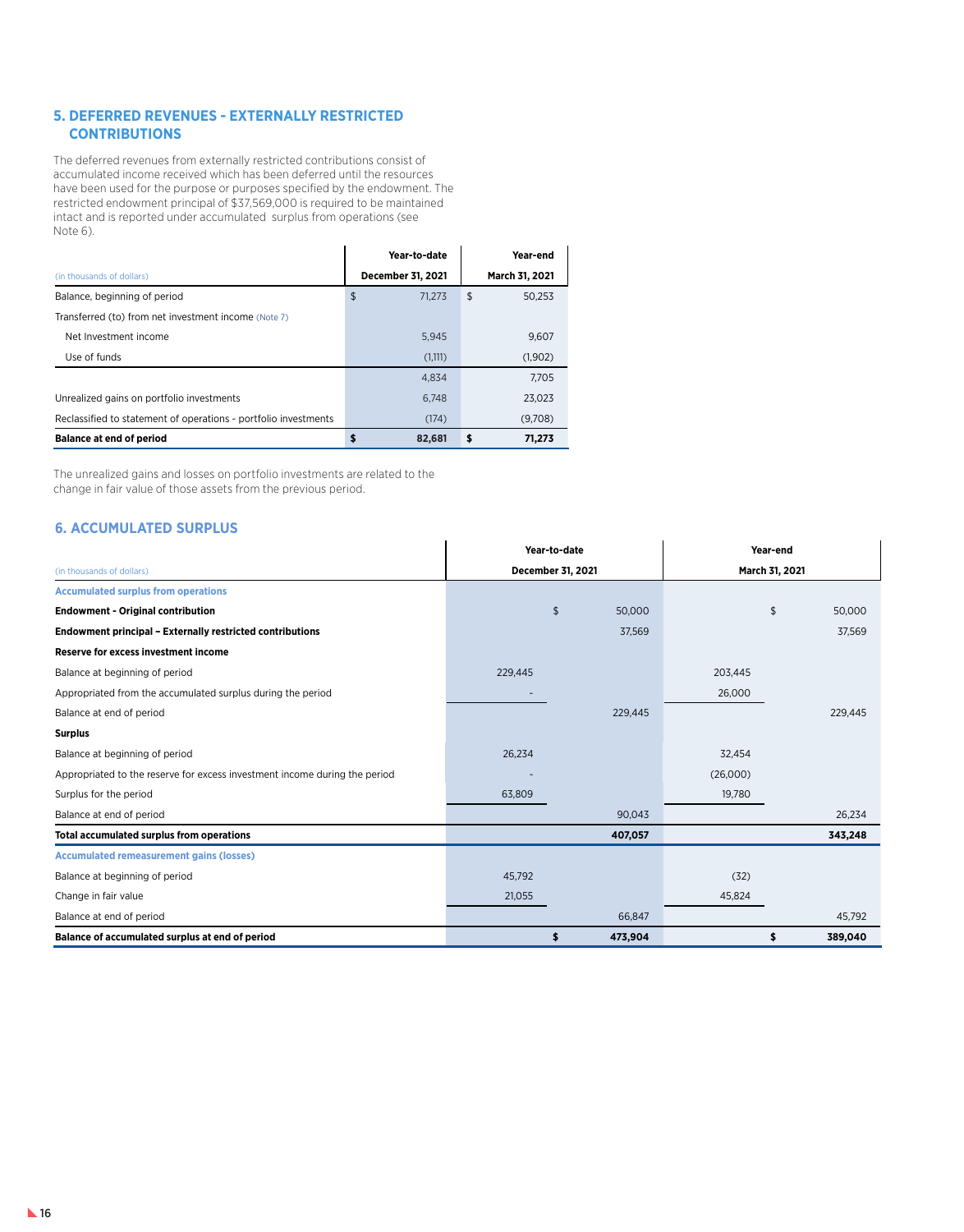## 5. DEFERRED REVENUES - EXTERNALLY RESTRICTED CONTRIBUTIONS

The deferred revenues from externally restricted contributions consist of accumulated income received which has been deferred until the resources have been used for the purpose or purposes specified by the endowment. The restricted endowment principal of $37,569,000 is required to be maintained intact and is reported under accumulated surplus from operations (see Note 6).

| (in thousands of dollars) | Year-to-date December 31, 2021 | Year-end March 31, 2021 |
|---|---|---|
| Balance, beginning of period | $ 71,273 | $ 50,253 |
| Transferred (to) from net investment income (Note 7) | | |
| Net Investment income | 5,945 | 9,607 |
| Use of funds | (1,111) | (1,902) |
| | 4,834 | 7,705 |
| Unrealized gains on portfolio investments | 6,748 | 23,023 |
| Reclassified to statement of operations - portfolio investments | (174) | (9,708) |
| **Balance at end of period** | **$ 82,681** | **$ 71,273** |

The unrealized gains and losses on portfolio investments are related to the change in fair value of those assets from the previous period.

## 6. ACCUMULATED SURPLUS

| (in thousands of dollars) | Year-to-date December 31, 2021 | | Year-end March 31, 2021 | |
|---|---|---|---|---|
| Accumulated surplus from operations | | | | |
| **Endowment - Original contribution** | | $ 50,000 | | $ 50,000 |
| **Endowment principal – Externally restricted contributions** | | 37,569 | | 37,569 |
| **Reserve for excess investment income** | | | | |
| Balance at beginning of period | 229,445 | | 203,445 | |
| Appropriated from the accumulated surplus during the period | - | | 26,000 | |
| Balance at end of period | | 229,445 | | 229,445 |
| **Surplus** | | | | |
| Balance at beginning of period | 26,234 | | 32,454 | |
| Appropriated to the reserve for excess investment income during the period | - | | (26,000) | |
| Surplus for the period | 63,809 | | 19,780 | |
| Balance at end of period | | 90,043 | | 26,234 |
| **Total accumulated surplus from operations** | | **407,057** | | **343,248** |
| Accumulated remeasurement gains (losses) | | | | |
| Balance at beginning of period | 45,792 | | (32) | |
| Change in fair value | 21,055 | | 45,824 | |
| Balance at end of period | | 66,847 | | 45,792 |
| **Balance of accumulated surplus at end of period** | | **$ 473,904** | | **$ 389,040** |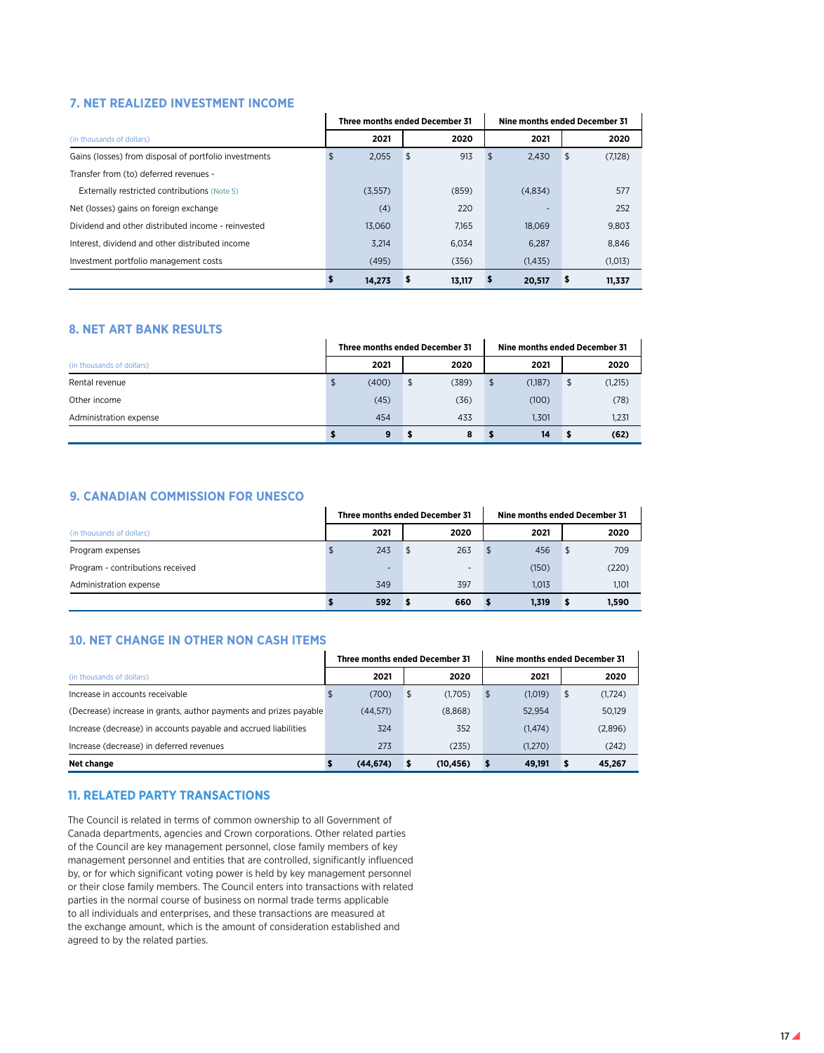## 7. NET REALIZED INVESTMENT INCOME

| (in thousands of dollars) | Three months ended December 31 | | Nine months ended December 31 | |
|---|---|---|---|---|
| | 2021 | 2020 | 2021 | 2020 |
| Gains (losses) from disposal of portfolio investments | $ 2,055 | $ 913 | $ 2,430 | $ (7,128) |
| Transfer from (to) deferred revenues - | | | | |
| Externally restricted contributions (Note 5) | (3,557) | (859) | (4,834) | 577 |
| Net (losses) gains on foreign exchange | (4) | 220 | - | 252 |
| Dividend and other distributed income - reinvested | 13,060 | 7,165 | 18,069 | 9,803 |
| Interest, dividend and other distributed income | 3,214 | 6,034 | 6,287 | 8,846 |
| Investment portfolio management costs | (495) | (356) | (1,435) | (1,013) |
| | **$ 14,273** | **$ 13,117** | **$ 20,517** | **$ 11,337** |

## 8. NET ART BANK RESULTS

| (in thousands of dollars) | Three months ended December 31 | | Nine months ended December 31 | |
|---|---|---|---|---|
| | 2021 | 2020 | 2021 | 2020 |
| Rental revenue | $ (400) | $ (389) | $ (1,187) | $ (1,215) |
| Other income | (45) | (36) | (100) | (78) |
| Administration expense | 454 | 433 | 1,301 | 1,231 |
| | **$ 9** | **$ 8** | **$ 14** | **$ (62)** |

## 9. CANADIAN COMMISSION FOR UNESCO

| (in thousands of dollars) | Three months ended December 31 | | Nine months ended December 31 | |
|---|---|---|---|---|
| | 2021 | 2020 | 2021 | 2020 |
| Program expenses | $ 243 | $ 263 | $ 456 | $ 709 |
| Program - contributions received | - | - | (150) | (220) |
| Administration expense | 349 | 397 | 1,013 | 1,101 |
| | **$ 592** | **$ 660** | **$ 1,319** | **$ 1,590** |

## 10. NET CHANGE IN OTHER NON CASH ITEMS

| (in thousands of dollars) | Three months ended December 31 | | Nine months ended December 31 | |
|---|---|---|---|---|
| | 2021 | 2020 | 2021 | 2020 |
| Increase in accounts receivable | $ (700) | $ (1,705) | $ (1,019) | $ (1,724) |
| (Decrease) increase in grants, author payments and prizes payable | (44,571) | (8,868) | 52,954 | 50,129 |
| Increase (decrease) in accounts payable and accrued liabilities | 324 | 352 | (1,474) | (2,896) |
| Increase (decrease) in deferred revenues | 273 | (235) | (1,270) | (242) |
| **Net change** | **$ (44,674)** | **$ (10,456)** | **$ 49,191** | **$ 45,267** |

## 11. RELATED PARTY TRANSACTIONS

The Council is related in terms of common ownership to all Government of Canada departments, agencies and Crown corporations. Other related parties of the Council are key management personnel, close family members of key management personnel and entities that are controlled, significantly influenced by, or for which significant voting power is held by key management personnel or their close family members. The Council enters into transactions with related parties in the normal course of business on normal trade terms applicable to all individuals and enterprises, and these transactions are measured at the exchange amount, which is the amount of consideration established and agreed to by the related parties.